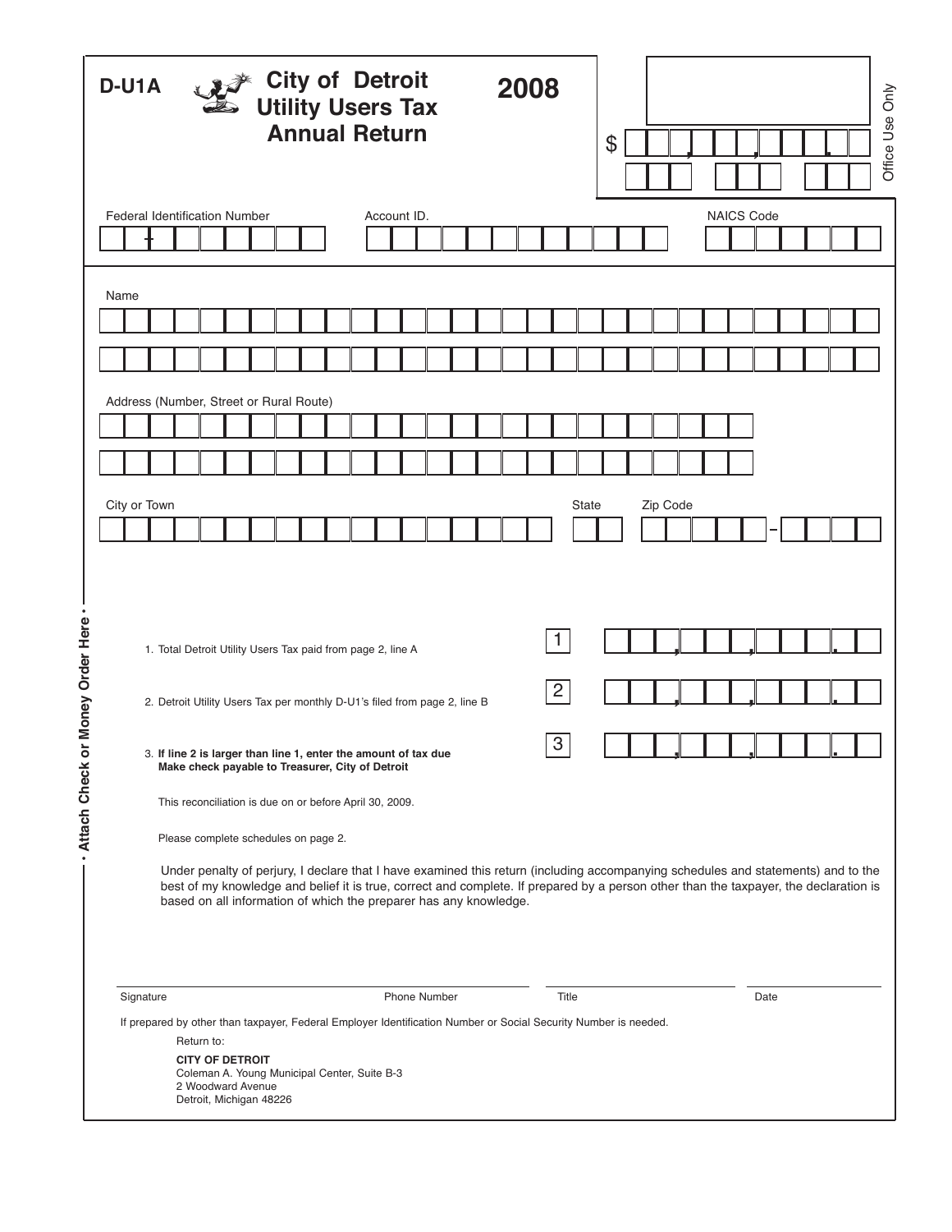# D-U1A City of Detroit Utility Users Tax Annual Return 2008

$ \_\_\_,\_\_\_,\_\_\_.\_\_

Office Use Only

Federal Identification Number

Account ID.

NAICS Code

Name

Address (Number, Street or Rural Route)

City or Town

State

Zip Code

• Attach Check or Money Order Here •

1. Total Detroit Utility Users Tax paid from page 2, line A | **1** | \_\_\_,\_\_\_,\_\_\_.\_\_

2. Detroit Utility Users Tax per monthly D-U1's filed from page 2, line B | **2** | \_\_\_,\_\_\_,\_\_\_.\_\_

3. **If line 2 is larger than line 1, enter the amount of tax due**
   **Make check payable to Treasurer, City of Detroit** | **3** | \_\_\_,\_\_\_,\_\_\_.\_\_

This reconciliation is due on or before April 30, 2009.

Please complete schedules on page 2.

Under penalty of perjury, I declare that I have examined this return (including accompanying schedules and statements) and to the best of my knowledge and belief it is true, correct and complete. If prepared by a person other than the taxpayer, the declaration is based on all information of which the preparer has any knowledge.

Signature | Phone Number | Title | Date

If prepared by other than taxpayer, Federal Employer Identification Number or Social Security Number is needed.

Return to:

**CITY OF DETROIT**
Coleman A. Young Municipal Center, Suite B-3
2 Woodward Avenue
Detroit, Michigan 48226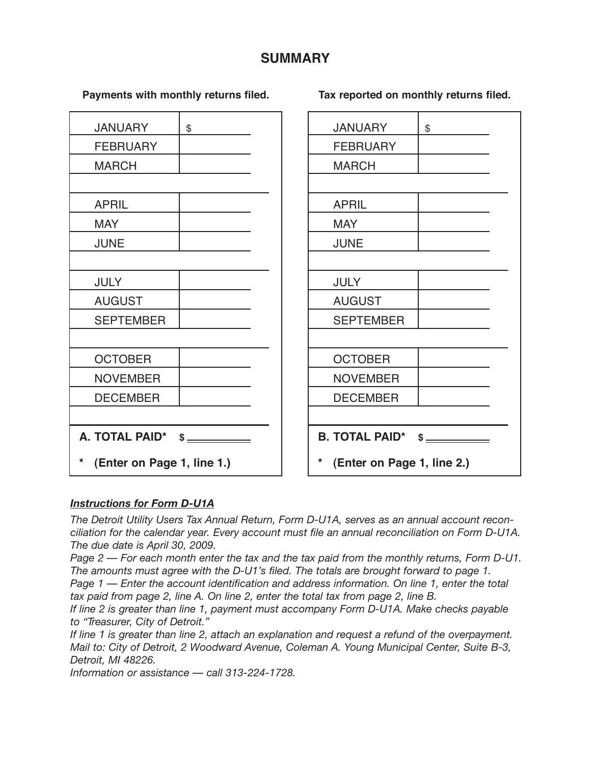## SUMMARY

**Payments with monthly returns filed.**

| | |
|---|---|
| JANUARY | $ |
| FEBRUARY | |
| MARCH | |
| | |
| APRIL | |
| MAY | |
| JUNE | |
| | |
| JULY | |
| AUGUST | |
| SEPTEMBER | |
| | |
| OCTOBER | |
| NOVEMBER | |
| DECEMBER | |
| | |
| **A. TOTAL PAID*** | **$** |

**\* (Enter on Page 1, line 1.)**

**Tax reported on monthly returns filed.**

| | |
|---|---|
| JANUARY | $ |
| FEBRUARY | |
| MARCH | |
| | |
| APRIL | |
| MAY | |
| JUNE | |
| | |
| JULY | |
| AUGUST | |
| SEPTEMBER | |
| | |
| OCTOBER | |
| NOVEMBER | |
| DECEMBER | |
| | |
| **B. TOTAL PAID*** | **$** |

**\* (Enter on Page 1, line 2.)**

***Instructions for Form D-U1A***

*The Detroit Utility Users Tax Annual Return, Form D-U1A, serves as an annual account reconciliation for the calendar year. Every account must file an annual reconciliation on Form D-U1A. The due date is April 30, 2009.*

*Page 2 — For each month enter the tax and the tax paid from the monthly returns, Form D-U1. The amounts must agree with the D-U1's filed. The totals are brought forward to page 1.*

*Page 1 — Enter the account identification and address information. On line 1, enter the total tax paid from page 2, line A. On line 2, enter the total tax from page 2, line B.*

*If line 2 is greater than line 1, payment must accompany Form D-U1A. Make checks payable to "Treasurer, City of Detroit."*

*If line 1 is greater than line 2, attach an explanation and request a refund of the overpayment. Mail to: City of Detroit, 2 Woodward Avenue, Coleman A. Young Municipal Center, Suite B-3, Detroit, MI 48226.*

*Information or assistance — call 313-224-1728.*